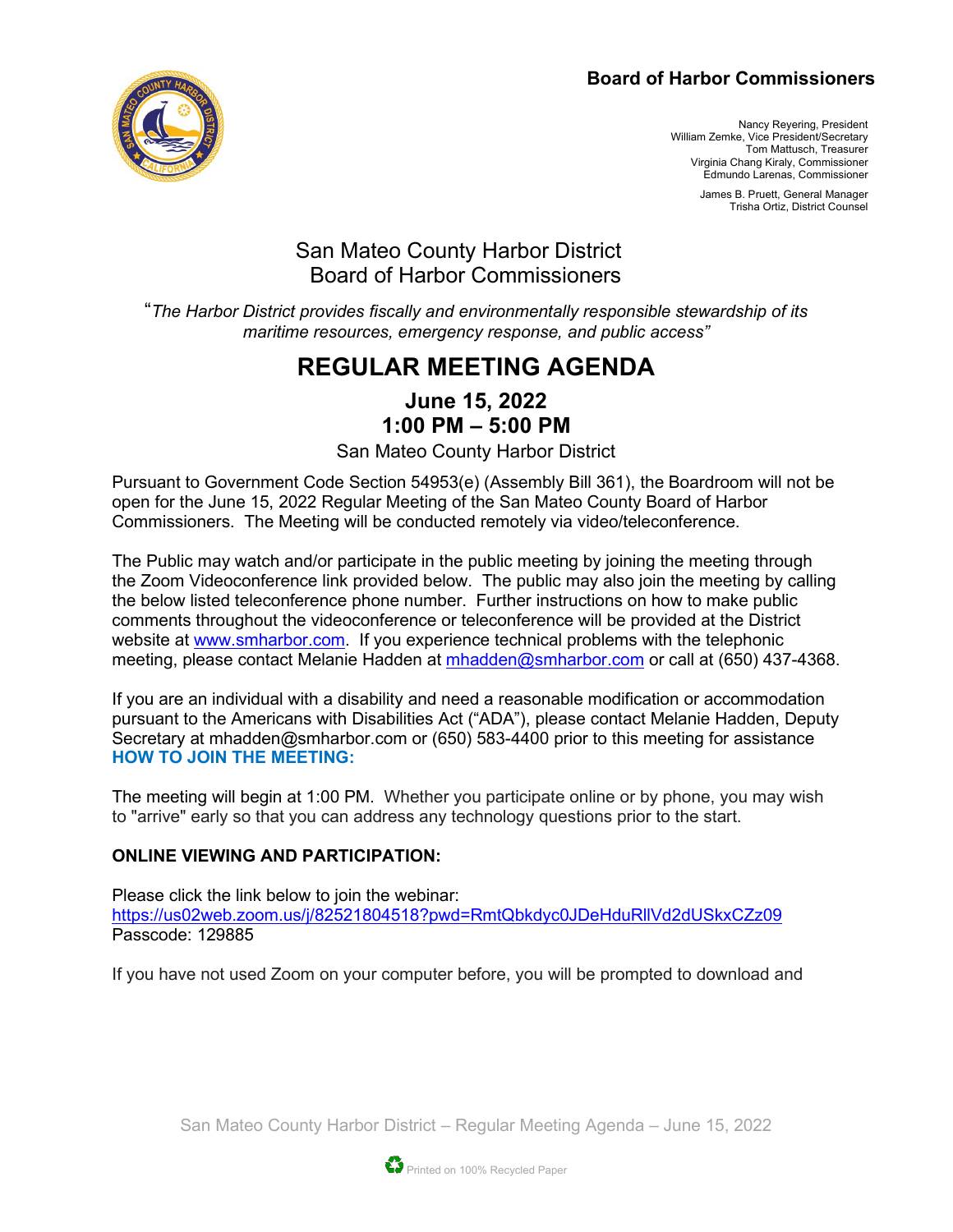**Board of Harbor Commissioners**

Nancy Reyering, President
William Zemke, Vice President/Secretary
Tom Mattusch, Treasurer
Virginia Chang Kiraly, Commissioner
Edmundo Larenas, Commissioner

James B. Pruett, General Manager
Trisha Ortiz, District Counsel

# San Mateo County Harbor District Board of Harbor Commissioners

"*The Harbor District provides fiscally and environmentally responsible stewardship of its maritime resources, emergency response, and public access"*

# REGULAR MEETING AGENDA

## June 15, 2022
## 1:00 PM – 5:00 PM

San Mateo County Harbor District

Pursuant to Government Code Section 54953(e) (Assembly Bill 361), the Boardroom will not be open for the June 15, 2022 Regular Meeting of the San Mateo County Board of Harbor Commissioners. The Meeting will be conducted remotely via video/teleconference.

The Public may watch and/or participate in the public meeting by joining the meeting through the Zoom Videoconference link provided below. The public may also join the meeting by calling the below listed teleconference phone number. Further instructions on how to make public comments throughout the videoconference or teleconference will be provided at the District website at www.smharbor.com. If you experience technical problems with the telephonic meeting, please contact Melanie Hadden at mhadden@smharbor.com or call at (650) 437-4368.

If you are an individual with a disability and need a reasonable modification or accommodation pursuant to the Americans with Disabilities Act ("ADA"), please contact Melanie Hadden, Deputy Secretary at mhadden@smharbor.com or (650) 583-4400 prior to this meeting for assistance

**HOW TO JOIN THE MEETING:**

The meeting will begin at 1:00 PM. Whether you participate online or by phone, you may wish to "arrive" early so that you can address any technology questions prior to the start.

**ONLINE VIEWING AND PARTICIPATION:**

Please click the link below to join the webinar:
https://us02web.zoom.us/j/82521804518?pwd=RmtQbkdyc0JDeHduRllVd2dUSkxCZz09
Passcode: 129885

If you have not used Zoom on your computer before, you will be prompted to download and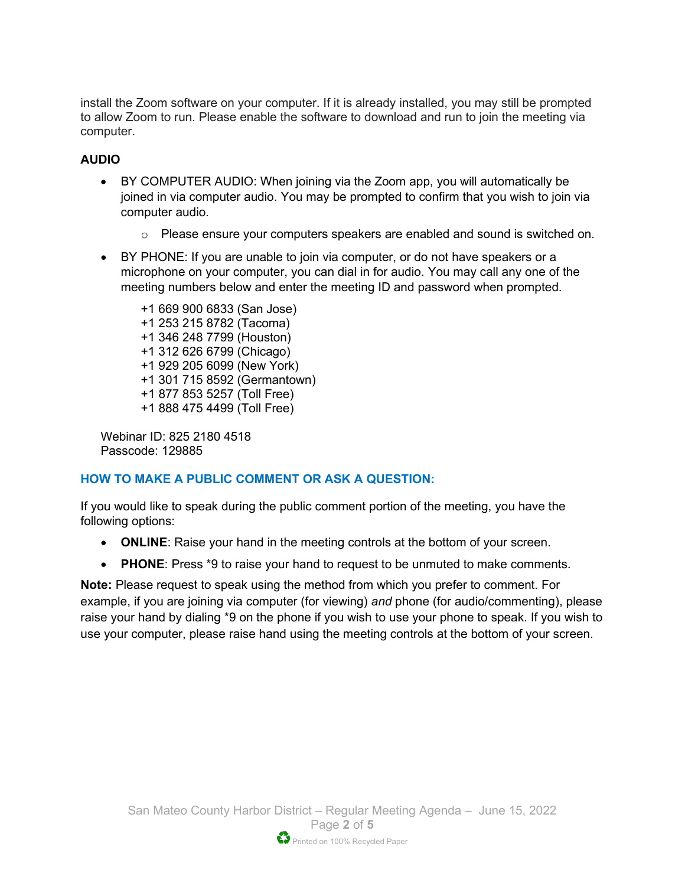install the Zoom software on your computer. If it is already installed, you may still be prompted to allow Zoom to run. Please enable the software to download and run to join the meeting via computer.

**AUDIO**

- BY COMPUTER AUDIO: When joining via the Zoom app, you will automatically be joined in via computer audio. You may be prompted to confirm that you wish to join via computer audio.
  - Please ensure your computers speakers are enabled and sound is switched on.
- BY PHONE: If you are unable to join via computer, or do not have speakers or a microphone on your computer, you can dial in for audio. You may call any one of the meeting numbers below and enter the meeting ID and password when prompted.

  +1 669 900 6833 (San Jose)
  +1 253 215 8782 (Tacoma)
  +1 346 248 7799 (Houston)
  +1 312 626 6799 (Chicago)
  +1 929 205 6099 (New York)
  +1 301 715 8592 (Germantown)
  +1 877 853 5257 (Toll Free)
  +1 888 475 4499 (Toll Free)

Webinar ID: 825 2180 4518
Passcode: 129885

**HOW TO MAKE A PUBLIC COMMENT OR ASK A QUESTION:**

If you would like to speak during the public comment portion of the meeting, you have the following options:

- **ONLINE**: Raise your hand in the meeting controls at the bottom of your screen.
- **PHONE**: Press *9 to raise your hand to request to be unmuted to make comments.

**Note:** Please request to speak using the method from which you prefer to comment. For example, if you are joining via computer (for viewing) *and* phone (for audio/commenting), please raise your hand by dialing *9 on the phone if you wish to use your phone to speak. If you wish to use your computer, please raise hand using the meeting controls at the bottom of your screen.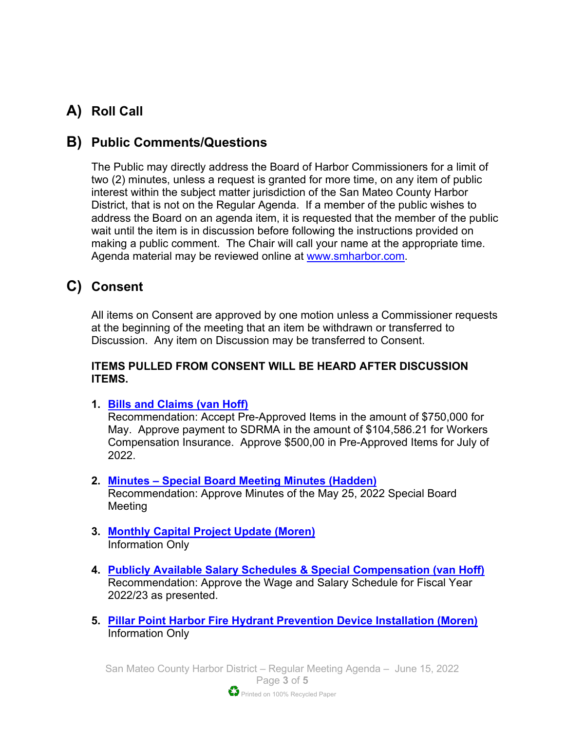## A) Roll Call

## B) Public Comments/Questions

The Public may directly address the Board of Harbor Commissioners for a limit of two (2) minutes, unless a request is granted for more time, on any item of public interest within the subject matter jurisdiction of the San Mateo County Harbor District, that is not on the Regular Agenda. If a member of the public wishes to address the Board on an agenda item, it is requested that the member of the public wait until the item is in discussion before following the instructions provided on making a public comment. The Chair will call your name at the appropriate time. Agenda material may be reviewed online at [www.smharbor.com](http://www.smharbor.com).

## C) Consent

All items on Consent are approved by one motion unless a Commissioner requests at the beginning of the meeting that an item be withdrawn or transferred to Discussion. Any item on Discussion may be transferred to Consent.

**ITEMS PULLED FROM CONSENT WILL BE HEARD AFTER DISCUSSION ITEMS.**

1. **Bills and Claims (van Hoff)**
   Recommendation: Accept Pre-Approved Items in the amount of $750,000 for May. Approve payment to SDRMA in the amount of $104,586.21 for Workers Compensation Insurance. Approve $500,00 in Pre-Approved Items for July of 2022.

2. **Minutes – Special Board Meeting Minutes (Hadden)**
   Recommendation: Approve Minutes of the May 25, 2022 Special Board Meeting

3. **Monthly Capital Project Update (Moren)**
   Information Only

4. **Publicly Available Salary Schedules & Special Compensation (van Hoff)**
   Recommendation: Approve the Wage and Salary Schedule for Fiscal Year 2022/23 as presented.

5. **Pillar Point Harbor Fire Hydrant Prevention Device Installation (Moren)**
   Information Only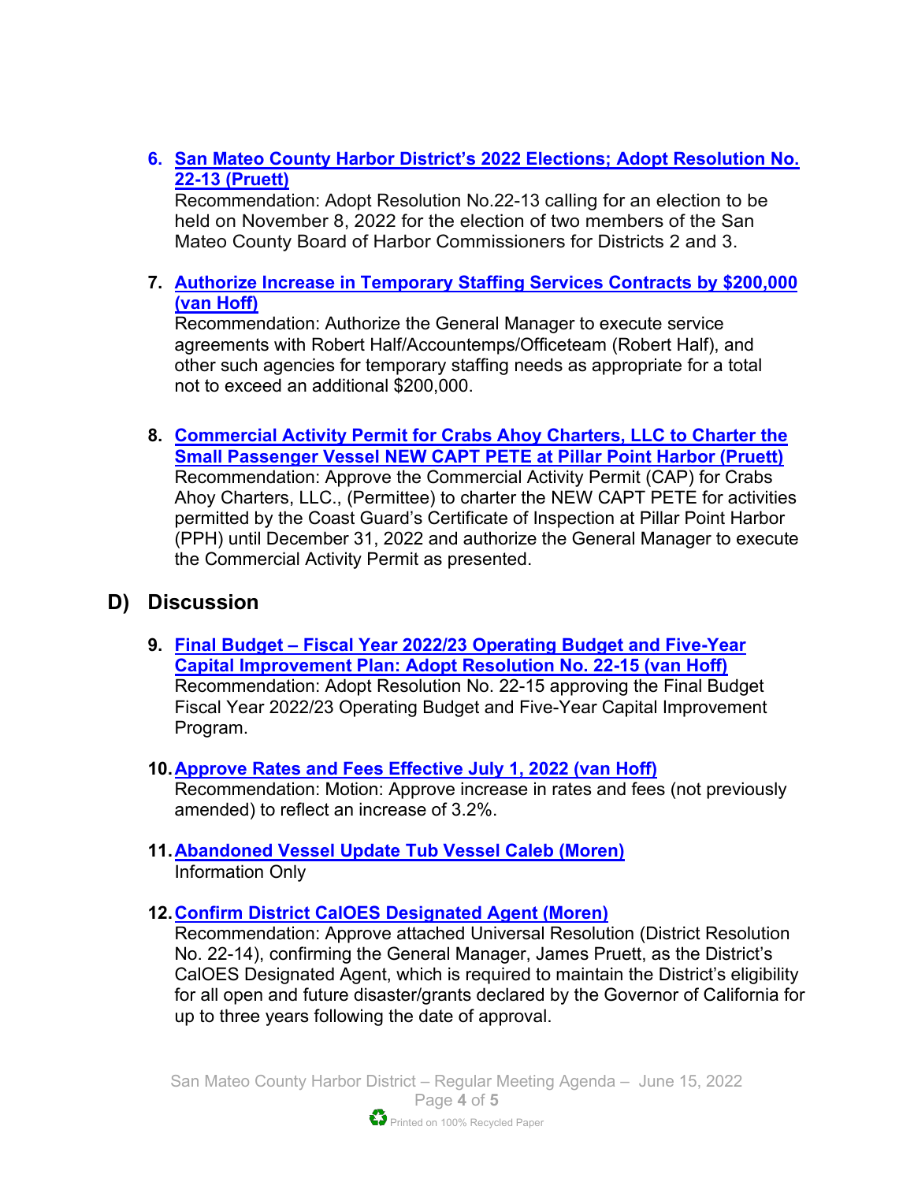6. **San Mateo County Harbor District's 2022 Elections; Adopt Resolution No. 22-13 (Pruett)**
   Recommendation: Adopt Resolution No.22-13 calling for an election to be held on November 8, 2022 for the election of two members of the San Mateo County Board of Harbor Commissioners for Districts 2 and 3.

7. **Authorize Increase in Temporary Staffing Services Contracts by $200,000 (van Hoff)**
   Recommendation: Authorize the General Manager to execute service agreements with Robert Half/Accountemps/Officeteam (Robert Half), and other such agencies for temporary staffing needs as appropriate for a total not to exceed an additional $200,000.

8. **Commercial Activity Permit for Crabs Ahoy Charters, LLC to Charter the Small Passenger Vessel NEW CAPT PETE at Pillar Point Harbor (Pruett)**
   Recommendation: Approve the Commercial Activity Permit (CAP) for Crabs Ahoy Charters, LLC., (Permittee) to charter the NEW CAPT PETE for activities permitted by the Coast Guard's Certificate of Inspection at Pillar Point Harbor (PPH) until December 31, 2022 and authorize the General Manager to execute the Commercial Activity Permit as presented.

## D) Discussion

9. **Final Budget – Fiscal Year 2022/23 Operating Budget and Five-Year Capital Improvement Plan: Adopt Resolution No. 22-15 (van Hoff)**
   Recommendation: Adopt Resolution No. 22-15 approving the Final Budget Fiscal Year 2022/23 Operating Budget and Five-Year Capital Improvement Program.

10. **Approve Rates and Fees Effective July 1, 2022 (van Hoff)**
    Recommendation: Motion: Approve increase in rates and fees (not previously amended) to reflect an increase of 3.2%.

11. **Abandoned Vessel Update Tub Vessel Caleb (Moren)**
    Information Only

12. **Confirm District CalOES Designated Agent (Moren)**
    Recommendation: Approve attached Universal Resolution (District Resolution No. 22-14), confirming the General Manager, James Pruett, as the District's CalOES Designated Agent, which is required to maintain the District's eligibility for all open and future disaster/grants declared by the Governor of California for up to three years following the date of approval.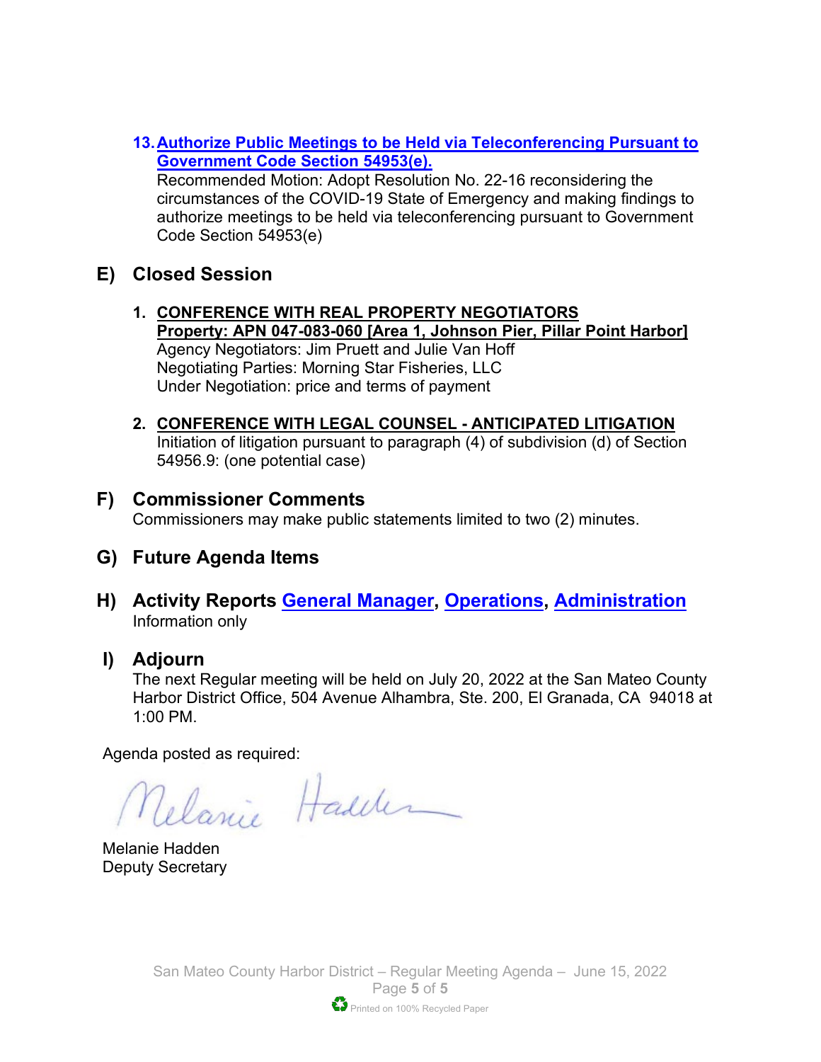13. **Authorize Public Meetings to be Held via Teleconferencing Pursuant to Government Code Section 54953(e).**
    Recommended Motion: Adopt Resolution No. 22-16 reconsidering the circumstances of the COVID-19 State of Emergency and making findings to authorize meetings to be held via teleconferencing pursuant to Government Code Section 54953(e)

## E) Closed Session

1. **CONFERENCE WITH REAL PROPERTY NEGOTIATORS**
   **Property: APN 047-083-060 [Area 1, Johnson Pier, Pillar Point Harbor]**
   Agency Negotiators: Jim Pruett and Julie Van Hoff
   Negotiating Parties: Morning Star Fisheries, LLC
   Under Negotiation: price and terms of payment

2. **CONFERENCE WITH LEGAL COUNSEL - ANTICIPATED LITIGATION**
   Initiation of litigation pursuant to paragraph (4) of subdivision (d) of Section 54956.9: (one potential case)

## F) Commissioner Comments

Commissioners may make public statements limited to two (2) minutes.

## G) Future Agenda Items

## H) Activity Reports General Manager, Operations, Administration

Information only

## I) Adjourn

The next Regular meeting will be held on July 20, 2022 at the San Mateo County Harbor District Office, 504 Avenue Alhambra, Ste. 200, El Granada, CA 94018 at 1:00 PM.

Agenda posted as required:

Melanie Hadden

Melanie Hadden
Deputy Secretary